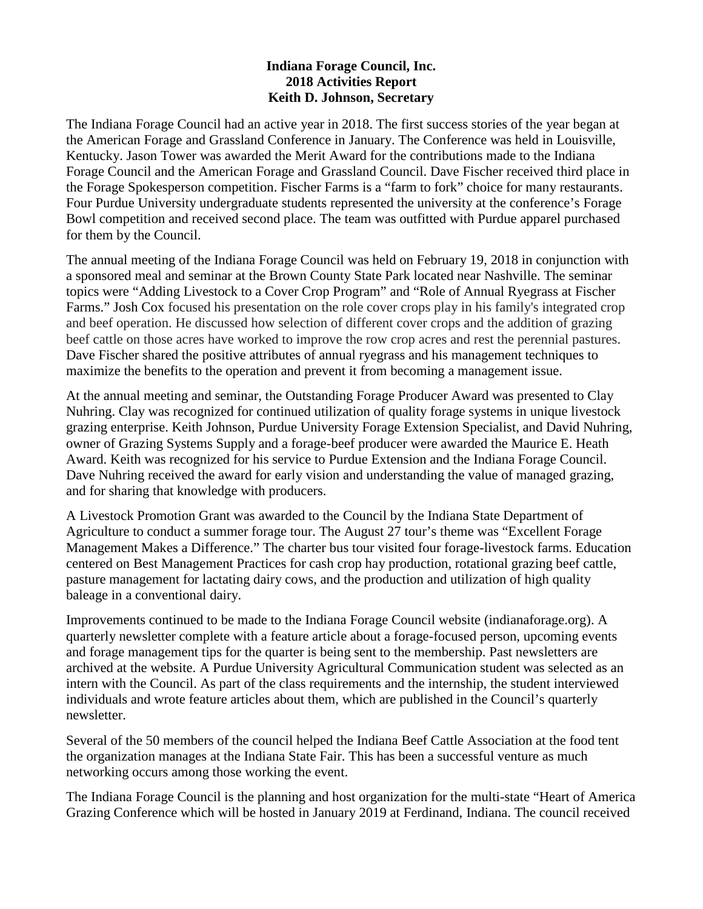**Indiana Forage Council, Inc.**
**2018 Activities Report**
**Keith D. Johnson, Secretary**

The Indiana Forage Council had an active year in 2018. The first success stories of the year began at the American Forage and Grassland Conference in January. The Conference was held in Louisville, Kentucky. Jason Tower was awarded the Merit Award for the contributions made to the Indiana Forage Council and the American Forage and Grassland Council. Dave Fischer received third place in the Forage Spokesperson competition. Fischer Farms is a "farm to fork" choice for many restaurants. Four Purdue University undergraduate students represented the university at the conference's Forage Bowl competition and received second place. The team was outfitted with Purdue apparel purchased for them by the Council.

The annual meeting of the Indiana Forage Council was held on February 19, 2018 in conjunction with a sponsored meal and seminar at the Brown County State Park located near Nashville. The seminar topics were "Adding Livestock to a Cover Crop Program" and "Role of Annual Ryegrass at Fischer Farms." Josh Cox focused his presentation on the role cover crops play in his family's integrated crop and beef operation. He discussed how selection of different cover crops and the addition of grazing beef cattle on those acres have worked to improve the row crop acres and rest the perennial pastures. Dave Fischer shared the positive attributes of annual ryegrass and his management techniques to maximize the benefits to the operation and prevent it from becoming a management issue.

At the annual meeting and seminar, the Outstanding Forage Producer Award was presented to Clay Nuhring. Clay was recognized for continued utilization of quality forage systems in unique livestock grazing enterprise. Keith Johnson, Purdue University Forage Extension Specialist, and David Nuhring, owner of Grazing Systems Supply and a forage-beef producer were awarded the Maurice E. Heath Award. Keith was recognized for his service to Purdue Extension and the Indiana Forage Council. Dave Nuhring received the award for early vision and understanding the value of managed grazing, and for sharing that knowledge with producers.

A Livestock Promotion Grant was awarded to the Council by the Indiana State Department of Agriculture to conduct a summer forage tour. The August 27 tour's theme was "Excellent Forage Management Makes a Difference." The charter bus tour visited four forage-livestock farms. Education centered on Best Management Practices for cash crop hay production, rotational grazing beef cattle, pasture management for lactating dairy cows, and the production and utilization of high quality baleage in a conventional dairy.

Improvements continued to be made to the Indiana Forage Council website (indianaforage.org). A quarterly newsletter complete with a feature article about a forage-focused person, upcoming events and forage management tips for the quarter is being sent to the membership. Past newsletters are archived at the website. A Purdue University Agricultural Communication student was selected as an intern with the Council. As part of the class requirements and the internship, the student interviewed individuals and wrote feature articles about them, which are published in the Council's quarterly newsletter.

Several of the 50 members of the council helped the Indiana Beef Cattle Association at the food tent the organization manages at the Indiana State Fair. This has been a successful venture as much networking occurs among those working the event.

The Indiana Forage Council is the planning and host organization for the multi-state "Heart of America Grazing Conference which will be hosted in January 2019 at Ferdinand, Indiana. The council received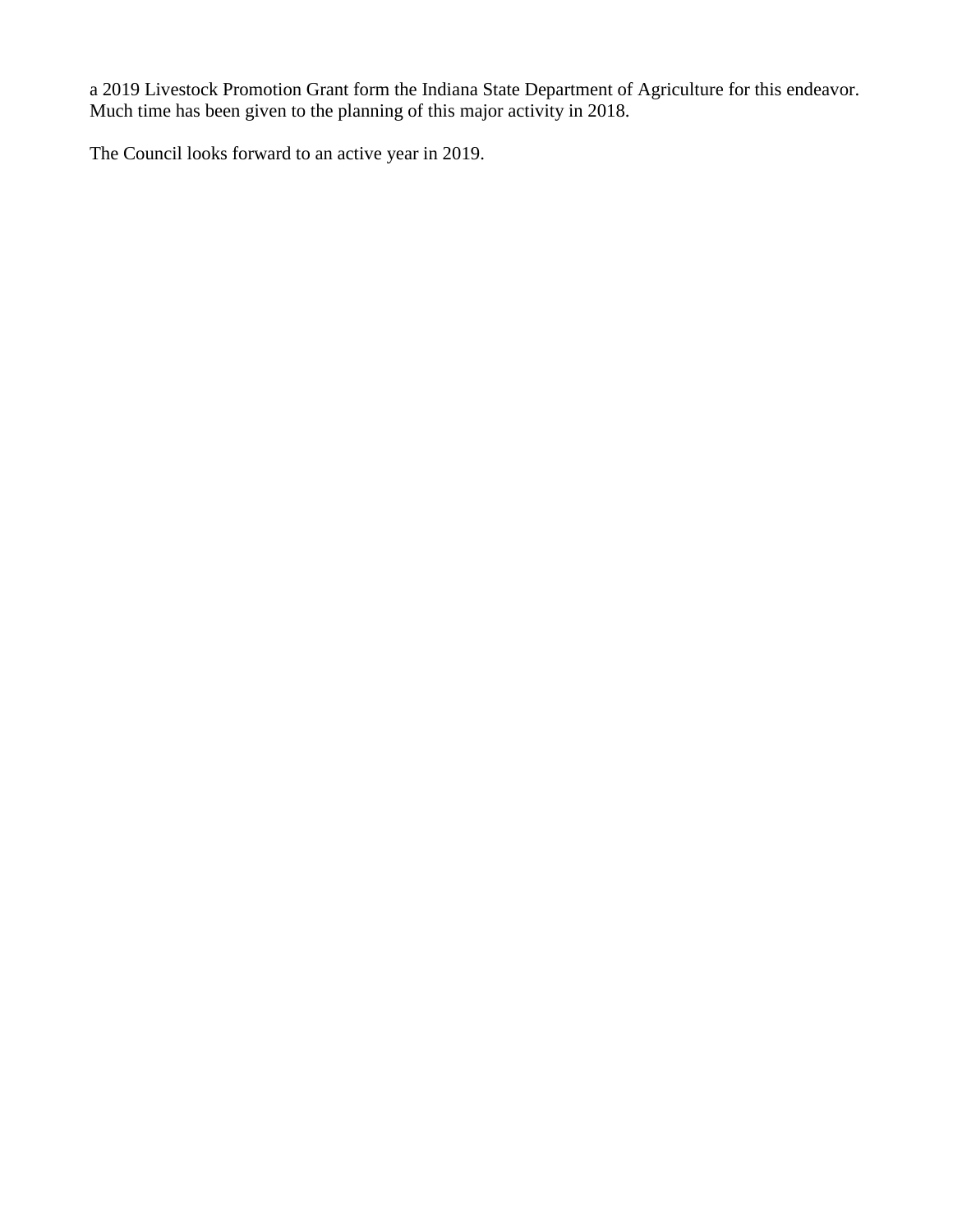a 2019 Livestock Promotion Grant form the Indiana State Department of Agriculture for this endeavor. Much time has been given to the planning of this major activity in 2018.

The Council looks forward to an active year in 2019.